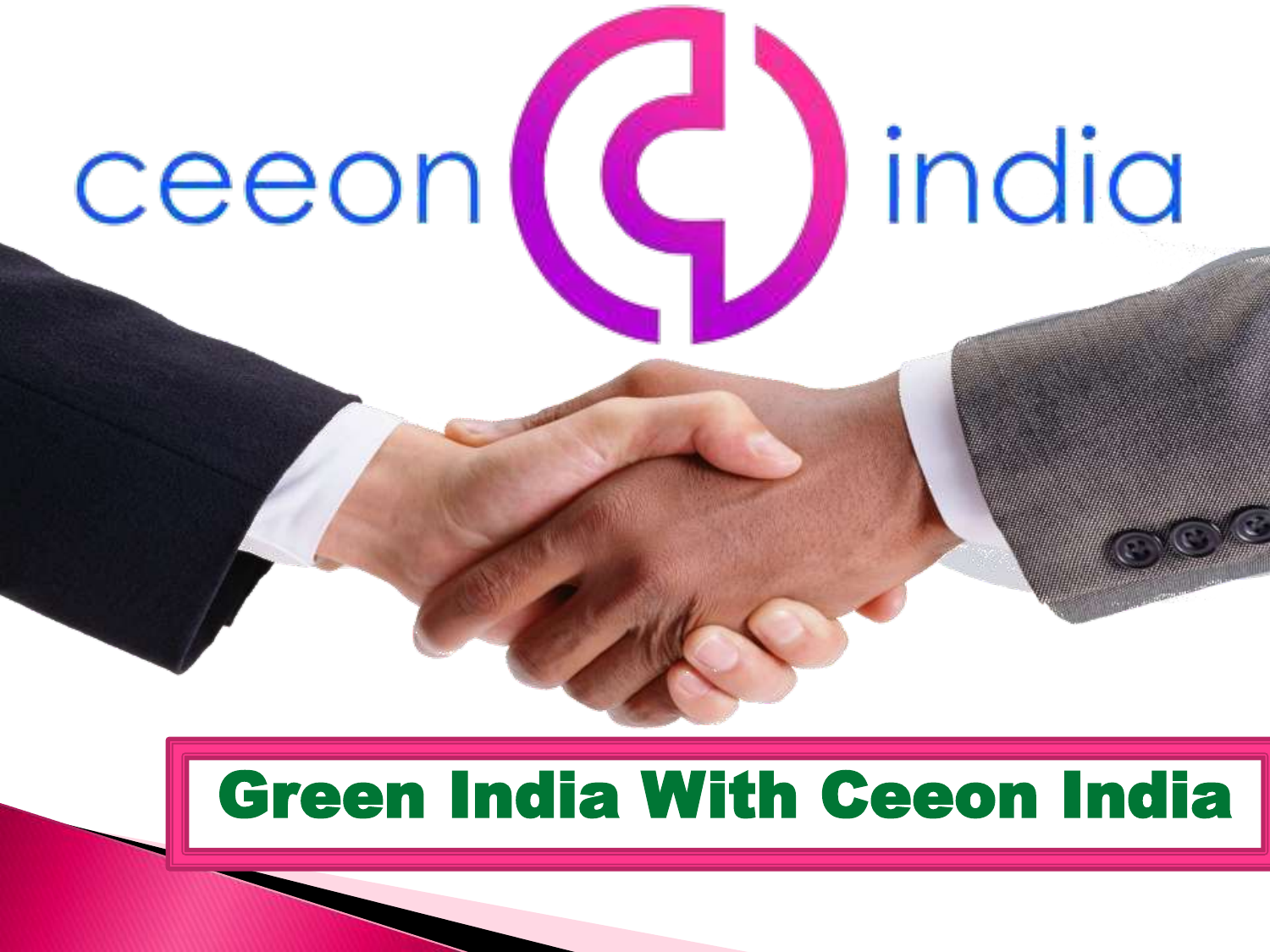ceeon india

# Green India With Ceeon India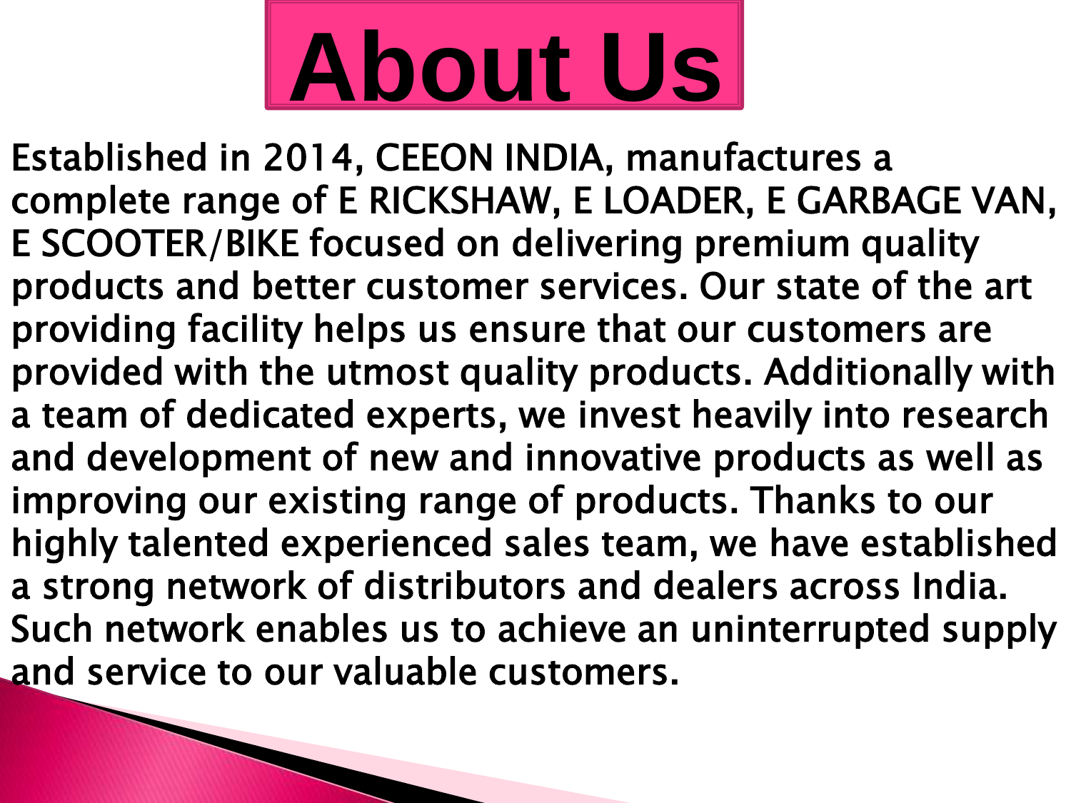# About Us

Established in 2014, CEEON INDIA, manufactures a complete range of E RICKSHAW, E LOADER, E GARBAGE VAN, E SCOOTER/BIKE focused on delivering premium quality products and better customer services. Our state of the art providing facility helps us ensure that our customers are provided with the utmost quality products. Additionally with a team of dedicated experts, we invest heavily into research and development of new and innovative products as well as improving our existing range of products. Thanks to our highly talented experienced sales team, we have established a strong network of distributors and dealers across India. Such network enables us to achieve an uninterrupted supply and service to our valuable customers.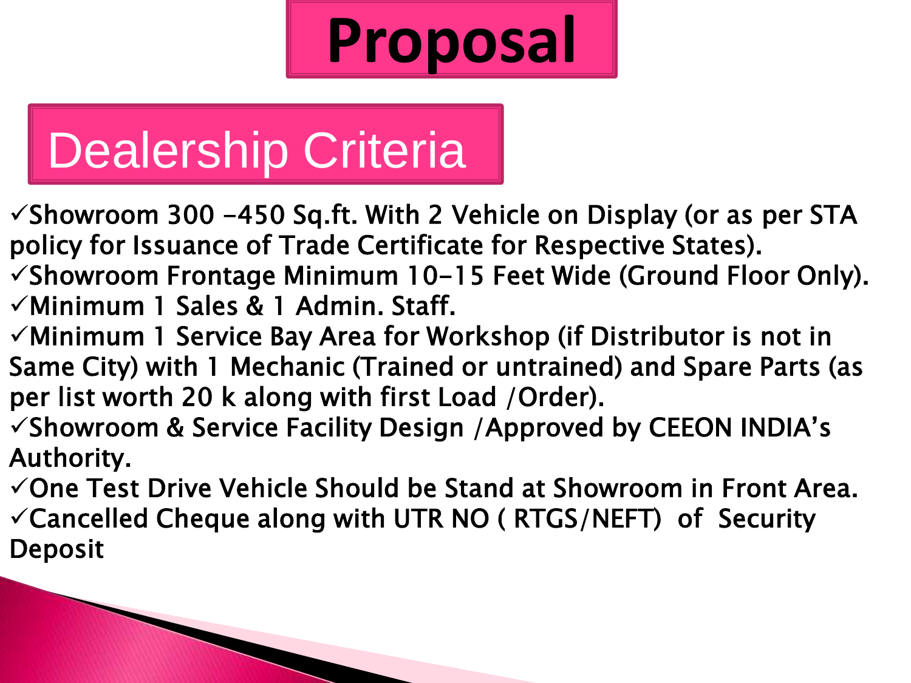# Proposal

## Dealership Criteria

- ✓Showroom 300 -450 Sq.ft. With 2 Vehicle on Display (or as per STA policy for Issuance of Trade Certificate for Respective States).
- ✓Showroom Frontage Minimum 10-15 Feet Wide (Ground Floor Only).
- ✓Minimum 1 Sales & 1 Admin. Staff.
- ✓Minimum 1 Service Bay Area for Workshop (if Distributor is not in Same City) with 1 Mechanic (Trained or untrained) and Spare Parts (as per list worth 20 k along with first Load /Order).
- ✓Showroom & Service Facility Design /Approved by CEEON INDIA's Authority.
- ✓One Test Drive Vehicle Should be Stand at Showroom in Front Area.
- ✓Cancelled Cheque along with UTR NO ( RTGS/NEFT) of Security Deposit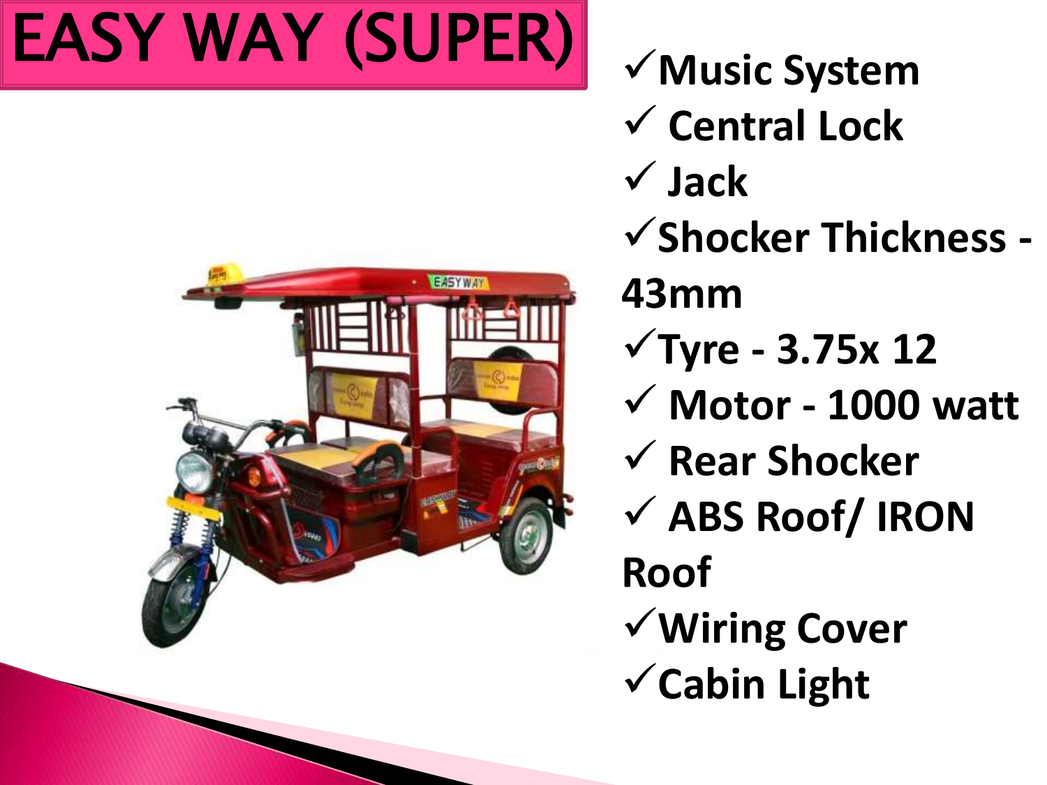# EASY WAY (SUPER)

- ✓Music System
- ✓ Central Lock
- ✓ Jack
- ✓Shocker Thickness - 43mm
- ✓Tyre - 3.75x 12
- ✓ Motor - 1000 watt
- ✓ Rear Shocker
- ✓ ABS Roof/ IRON Roof
- ✓Wiring Cover
- ✓Cabin Light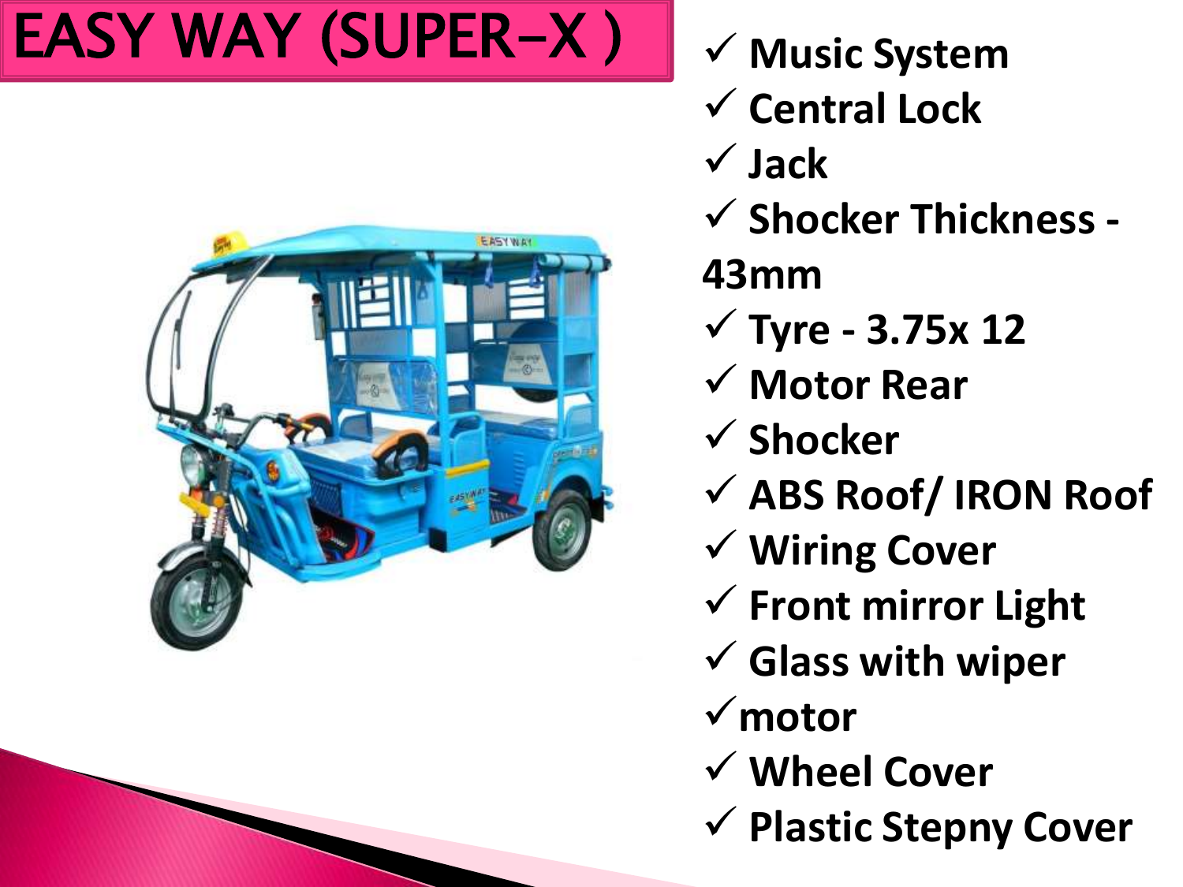# EASY WAY (SUPER-X )

- ✓ Music System
- ✓ Central Lock
- ✓ Jack
- ✓ Shocker Thickness - 43mm
- ✓ Tyre - 3.75x 12
- ✓ Motor Rear
- ✓ Shocker
- ✓ ABS Roof/ IRON Roof
- ✓ Wiring Cover
- ✓ Front mirror Light
- ✓ Glass with wiper
- ✓ motor
- ✓ Wheel Cover
- ✓ Plastic Stepny Cover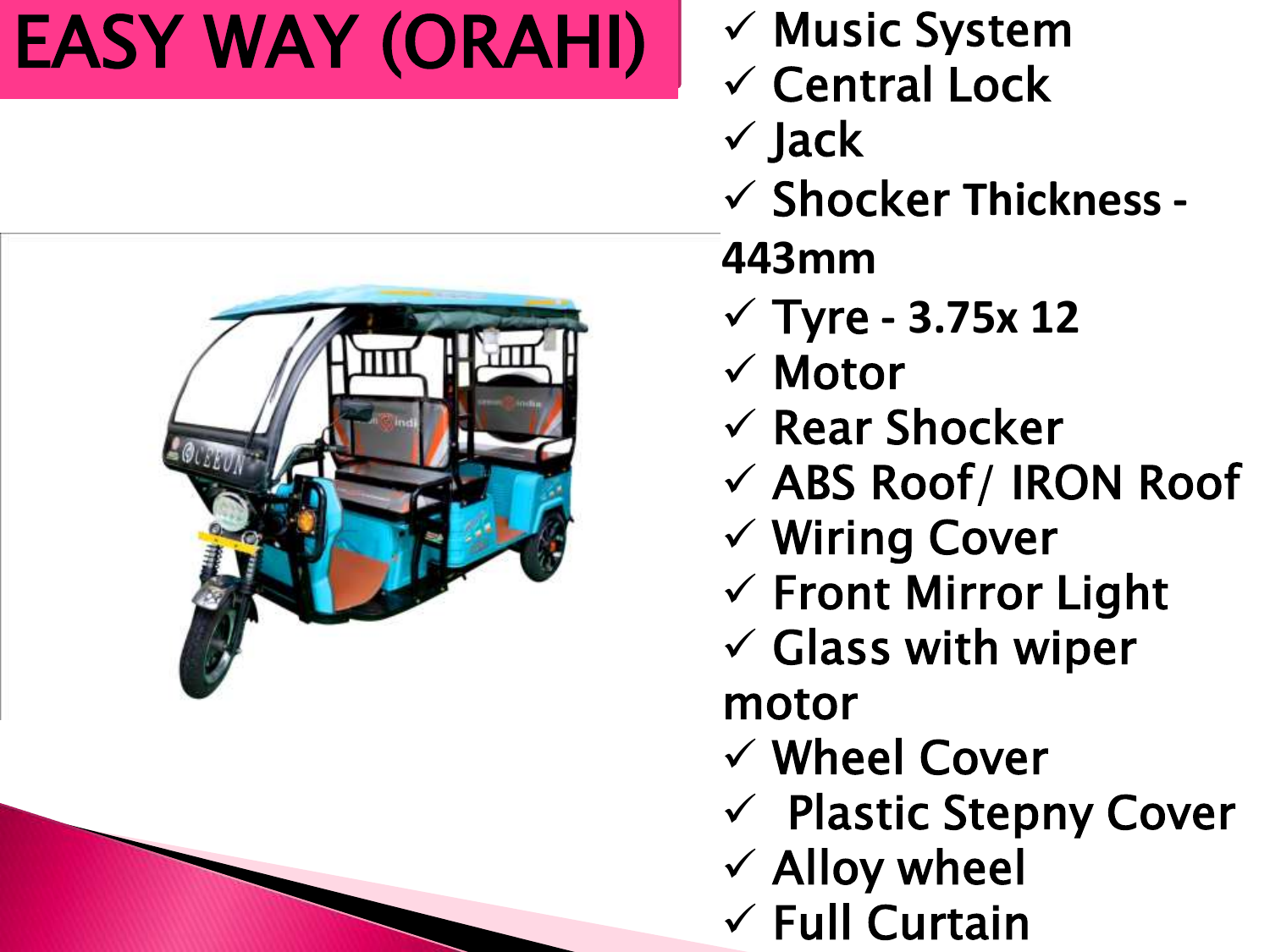# EASY WAY (ORAHI)

- ✓ Music System
- ✓ Central Lock
- ✓ Jack
- ✓ Shocker Thickness - 443mm
- ✓ Tyre - 3.75x 12
- ✓ Motor
- ✓ Rear Shocker
- ✓ ABS Roof/ IRON Roof
- ✓ Wiring Cover
- ✓ Front Mirror Light
- ✓ Glass with wiper motor
- ✓ Wheel Cover
- ✓ Plastic Stepny Cover
- ✓ Alloy wheel
- ✓ Full Curtain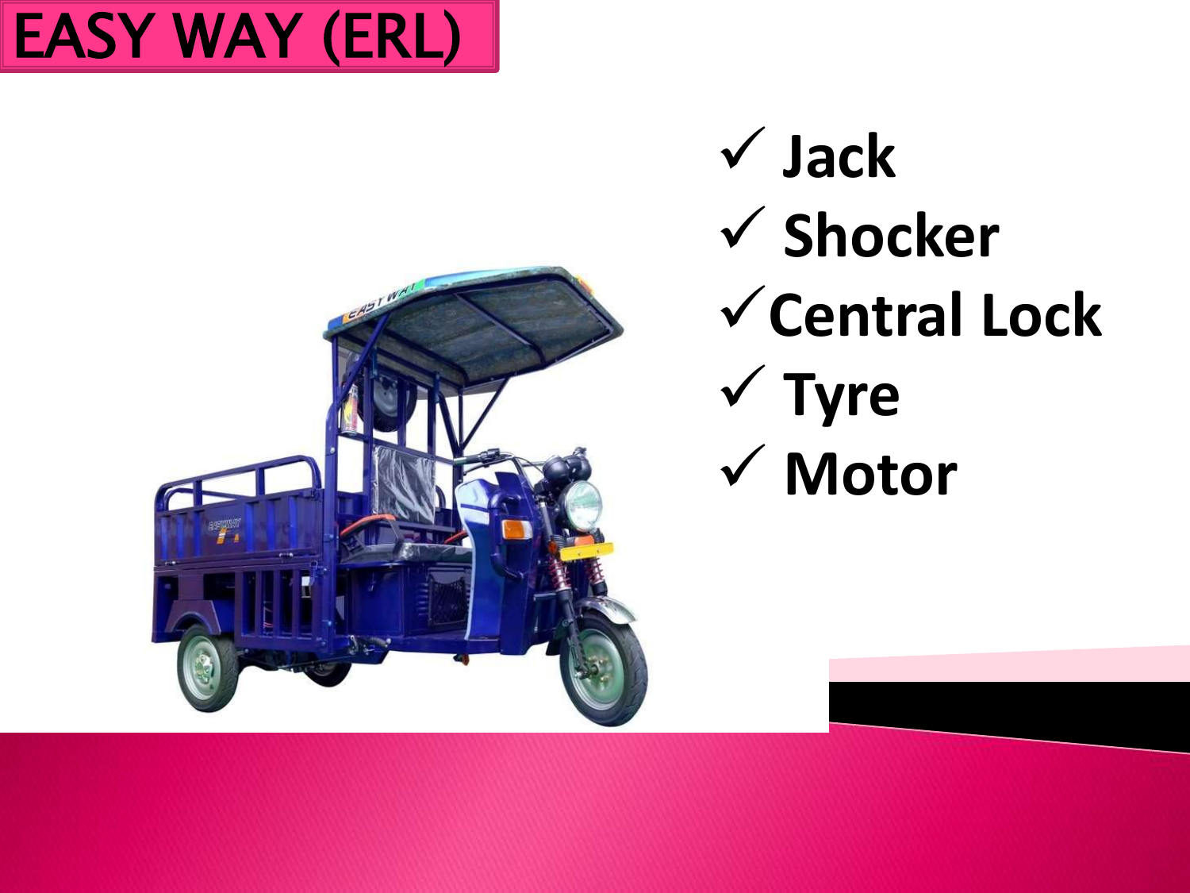# EASY WAY (ERL)

- ✓ Jack
- ✓ Shocker
- ✓ Central Lock
- ✓ Tyre
- ✓ Motor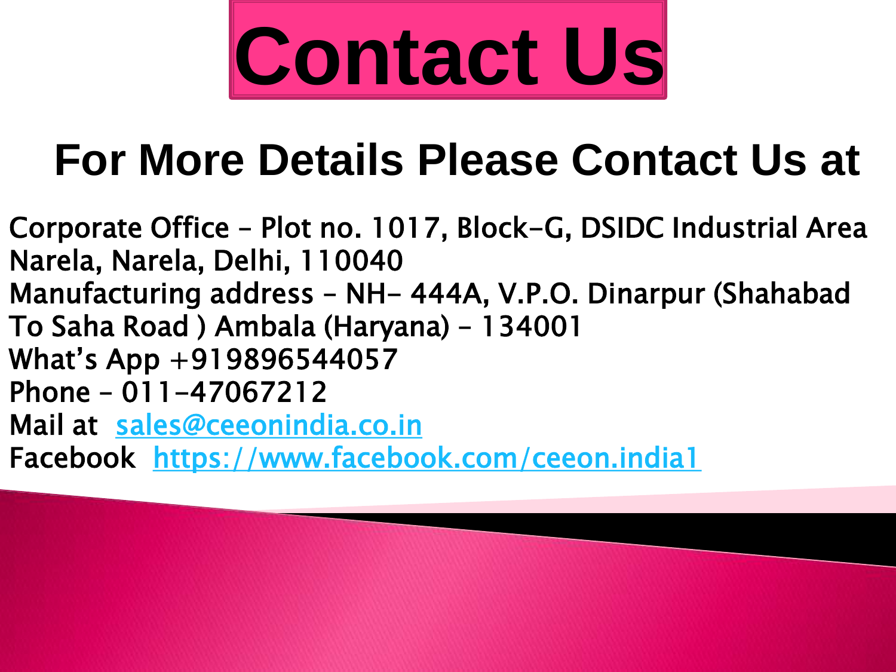# Contact Us

## For More Details Please Contact Us at

Corporate Office – Plot no. 1017, Block-G, DSIDC Industrial Area Narela, Narela, Delhi, 110040
Manufacturing address – NH- 444A, V.P.O. Dinarpur (Shahabad To Saha Road ) Ambala (Haryana) – 134001
What's App +919896544057
Phone – 011-47067212
Mail at sales@ceeonindia.co.in
Facebook https://www.facebook.com/ceeon.india1